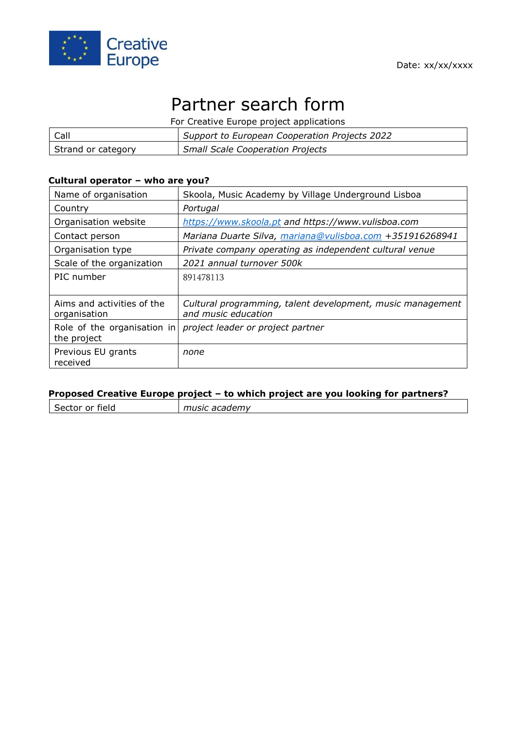Creative Europe

Date: xx/xx/xxxx

# Partner search form

For Creative Europe project applications

| Call | *Support to European Cooperation Projects 2022* |
|---|---|
| Strand or category | *Small Scale Cooperation Projects* |

**Cultural operator – who are you?**

| Name of organisation | Skoola, Music Academy by Village Underground Lisboa |
|---|---|
| Country | *Portugal* |
| Organisation website | *https://www.skoola.pt and https://www.vulisboa.com* |
| Contact person | *Mariana Duarte Silva, mariana@vulisboa.com +351916268941* |
| Organisation type | *Private company operating as independent cultural venue* |
| Scale of the organization | *2021 annual turnover 500k* |
| PIC number | 891478113 |
| Aims and activities of the organisation | *Cultural programming, talent development, music management and music education* |
| Role of the organisation in the project | *project leader or project partner* |
| Previous EU grants received | *none* |

**Proposed Creative Europe project – to which project are you looking for partners?**

| Sector or field | *music academy* |
|---|---|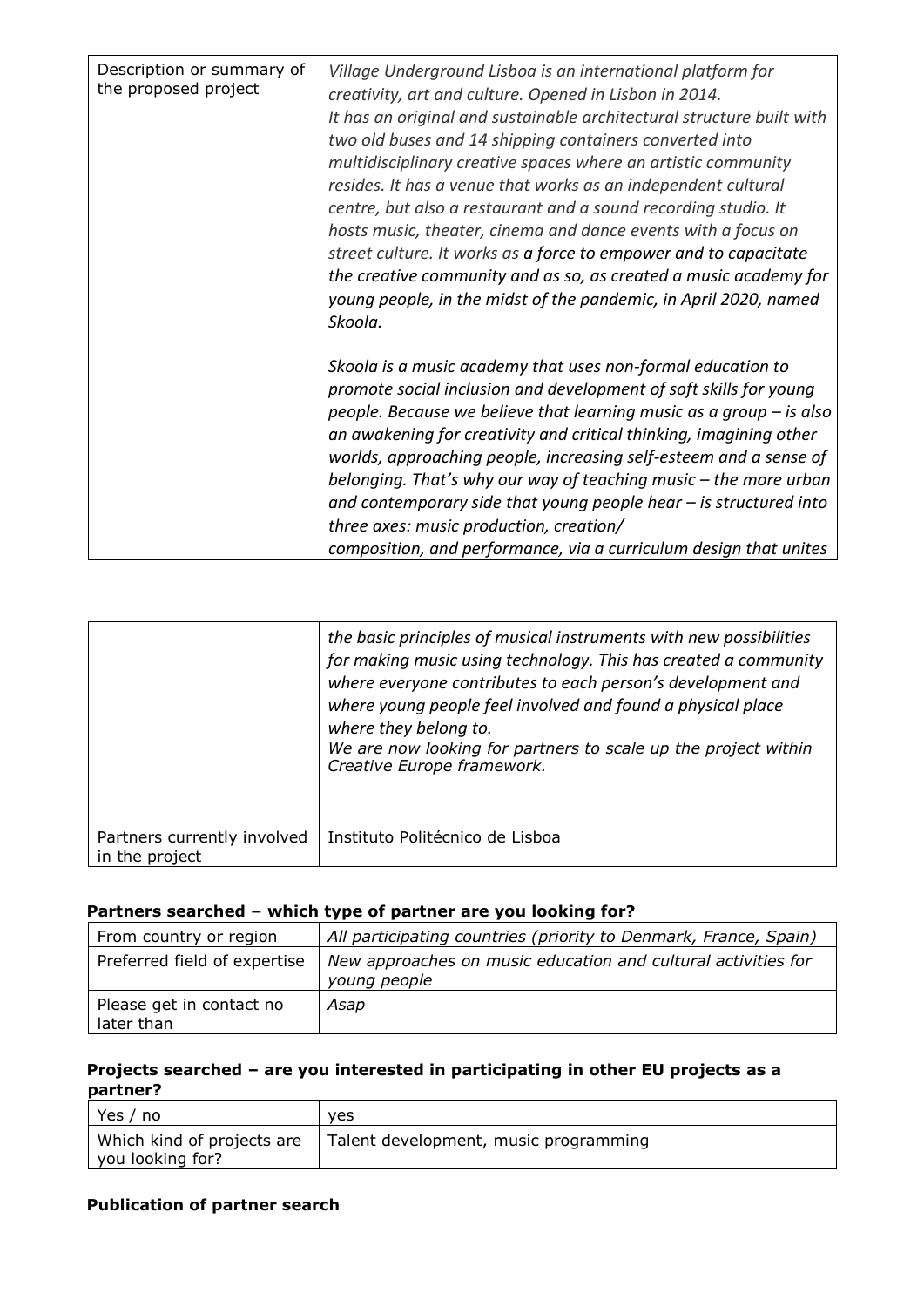| Description or summary of the proposed project | *Village Underground Lisboa is an international platform for creativity, art and culture. Opened in Lisbon in 2014. It has an original and sustainable architectural structure built with two old buses and 14 shipping containers converted into multidisciplinary creative spaces where an artistic community resides. It has a venue that works as an independent cultural centre, but also a restaurant and a sound recording studio. It hosts music, theater, cinema and dance events with a focus on street culture. It works as* ***a force to empower and to capacitate the creative community and as so, as created a music academy for young people, in the midst of the pandemic, in April 2020, named Skoola.***<br><br>*Skoola is a music academy that uses non-formal education to promote social inclusion and development of soft skills for young people. Because we believe that learning music as a group – is also an awakening for creativity and critical thinking, imagining other worlds, approaching people, increasing self-esteem and a sense of belonging. That's why our way of teaching music – the more urban and contemporary side that young people hear – is structured into three axes: music production, creation/ composition, and performance, via a curriculum design that unites the basic principles of musical instruments with new possibilities for making music using technology. This has created a community where everyone contributes to each person's development and where young people feel involved and found a physical place where they belong to.*<br>*We are now looking for partners to scale up the project within Creative Europe framework.* |
|---|---|
| Partners currently involved in the project | Instituto Politécnico de Lisboa |

**Partners searched – which type of partner are you looking for?**

| From country or region | *All participating countries (priority to Denmark, France, Spain)* |
|---|---|
| Preferred field of expertise | *New approaches on music education and cultural activities for young people* |
| Please get in contact no later than | *Asap* |

**Projects searched – are you interested in participating in other EU projects as a partner?**

| Yes / no | yes |
|---|---|
| Which kind of projects are you looking for? | Talent development, music programming |

**Publication of partner search**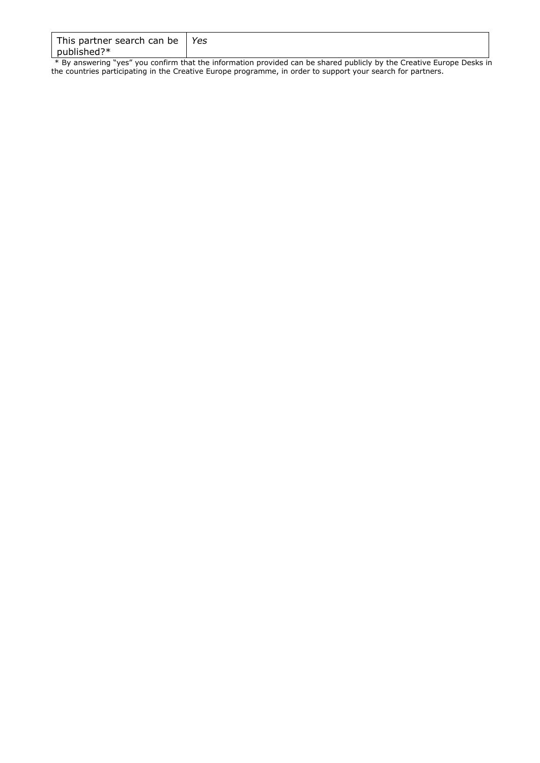| | |
|---|---|
| This partner search can be published?* | *Yes* |

* By answering "yes" you confirm that the information provided can be shared publicly by the Creative Europe Desks in the countries participating in the Creative Europe programme, in order to support your search for partners.